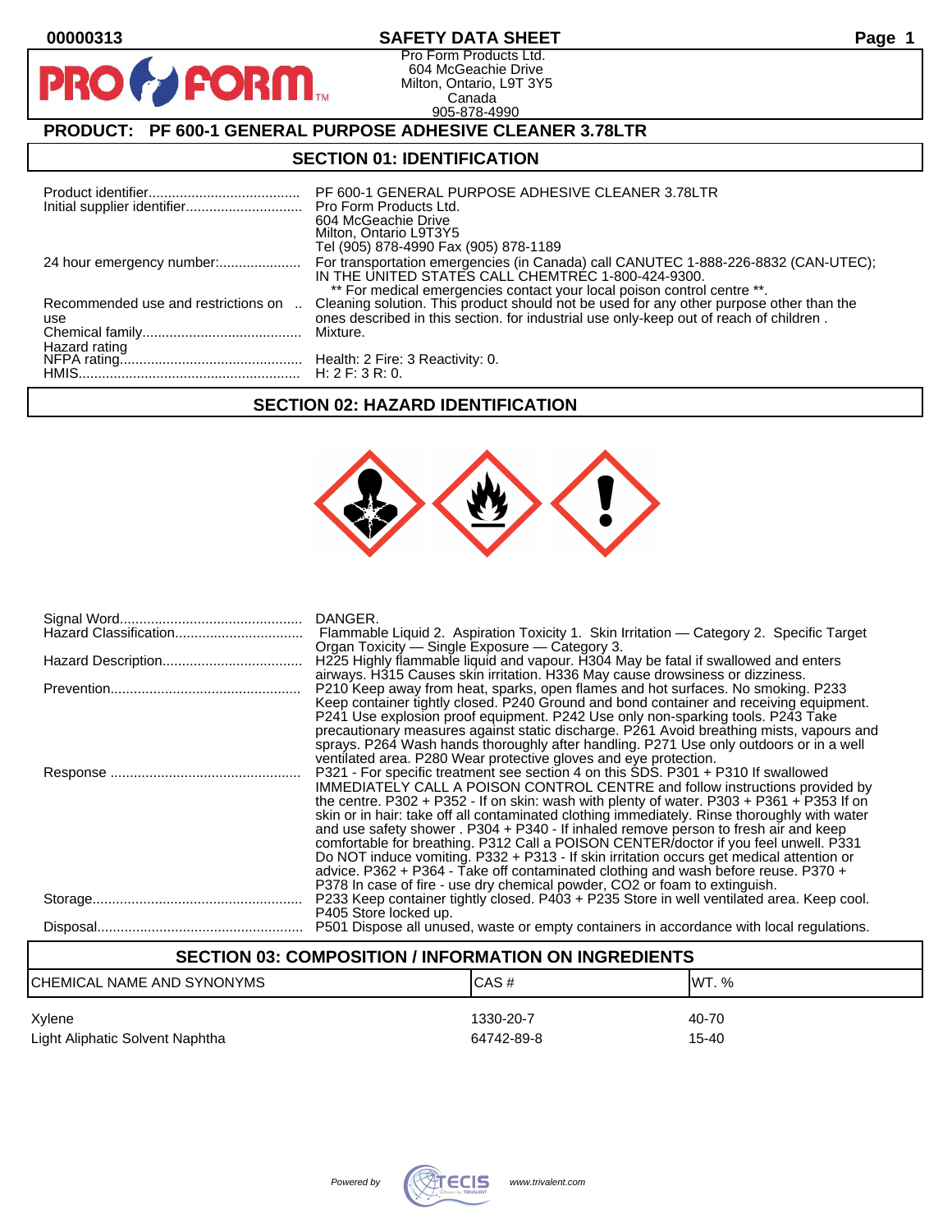**00000313** **SAFETY DATA SHEET**

Pro Form Products Ltd.
604 McGeachie Drive
Milton, Ontario, L9T 3Y5
Canada
905-878-4990

## PRODUCT: PF 600-1 GENERAL PURPOSE ADHESIVE CLEANER 3.78LTR

## SECTION 01: IDENTIFICATION

| | |
|---|---|
| Product identifier | PF 600-1 GENERAL PURPOSE ADHESIVE CLEANER 3.78LTR |
| Initial supplier identifier | Pro Form Products Ltd.<br>604 McGeachie Drive<br>Milton, Ontario L9T3Y5<br>Tel (905) 878-4990 Fax (905) 878-1189 |
| 24 hour emergency number: | For transportation emergencies (in Canada) call CANUTEC 1-888-226-8832 (CAN-UTEC); IN THE UNITED STATES CALL CHEMTREC 1-800-424-9300.<br>** For medical emergencies contact your local poison control centre **. |
| Recommended use and restrictions on use | Cleaning solution. This product should not be used for any other purpose other than the ones described in this section. for industrial use only-keep out of reach of children . |
| Chemical family | Mixture. |
| Hazard rating | |
| NFPA rating | Health: 2 Fire: 3 Reactivity: 0. |
| HMIS | H: 2 F: 3 R: 0. |

## SECTION 02: HAZARD IDENTIFICATION

| | |
|---|---|
| Signal Word | DANGER. |
| Hazard Classification | Flammable Liquid 2. Aspiration Toxicity 1. Skin Irritation — Category 2. Specific Target Organ Toxicity — Single Exposure — Category 3. |
| Hazard Description | H225 Highly flammable liquid and vapour. H304 May be fatal if swallowed and enters airways. H315 Causes skin irritation. H336 May cause drowsiness or dizziness. |
| Prevention | P210 Keep away from heat, sparks, open flames and hot surfaces. No smoking. P233 Keep container tightly closed. P240 Ground and bond container and receiving equipment. P241 Use explosion proof equipment. P242 Use only non-sparking tools. P243 Take precautionary measures against static discharge. P261 Avoid breathing mists, vapours and sprays. P264 Wash hands thoroughly after handling. P271 Use only outdoors or in a well ventilated area. P280 Wear protective gloves and eye protection. |
| Response | P321 - For specific treatment see section 4 on this SDS. P301 + P310 If swallowed IMMEDIATELY CALL A POISON CONTROL CENTRE and follow instructions provided by the centre. P302 + P352 - If on skin: wash with plenty of water. P303 + P361 + P353 If on skin or in hair: take off all contaminated clothing immediately. Rinse thoroughly with water and use safety shower . P304 + P340 - If inhaled remove person to fresh air and keep comfortable for breathing. P312 Call a POISON CENTER/doctor if you feel unwell. P331 Do NOT induce vomiting. P332 + P313 - If skin irritation occurs get medical attention or advice. P362 + P364 - Take off contaminated clothing and wash before reuse. P370 + P378 In case of fire - use dry chemical powder, CO2 or foam to extinguish. |
| Storage | P233 Keep container tightly closed. P403 + P235 Store in well ventilated area. Keep cool. P405 Store locked up. |
| Disposal | P501 Dispose all unused, waste or empty containers in accordance with local regulations. |

## SECTION 03: COMPOSITION / INFORMATION ON INGREDIENTS

| CHEMICAL NAME AND SYNONYMS | CAS # | WT. % |
|---|---|---|
| Xylene | 1330-20-7 | 40-70 |
| Light Aliphatic Solvent Naphtha | 64742-89-8 | 15-40 |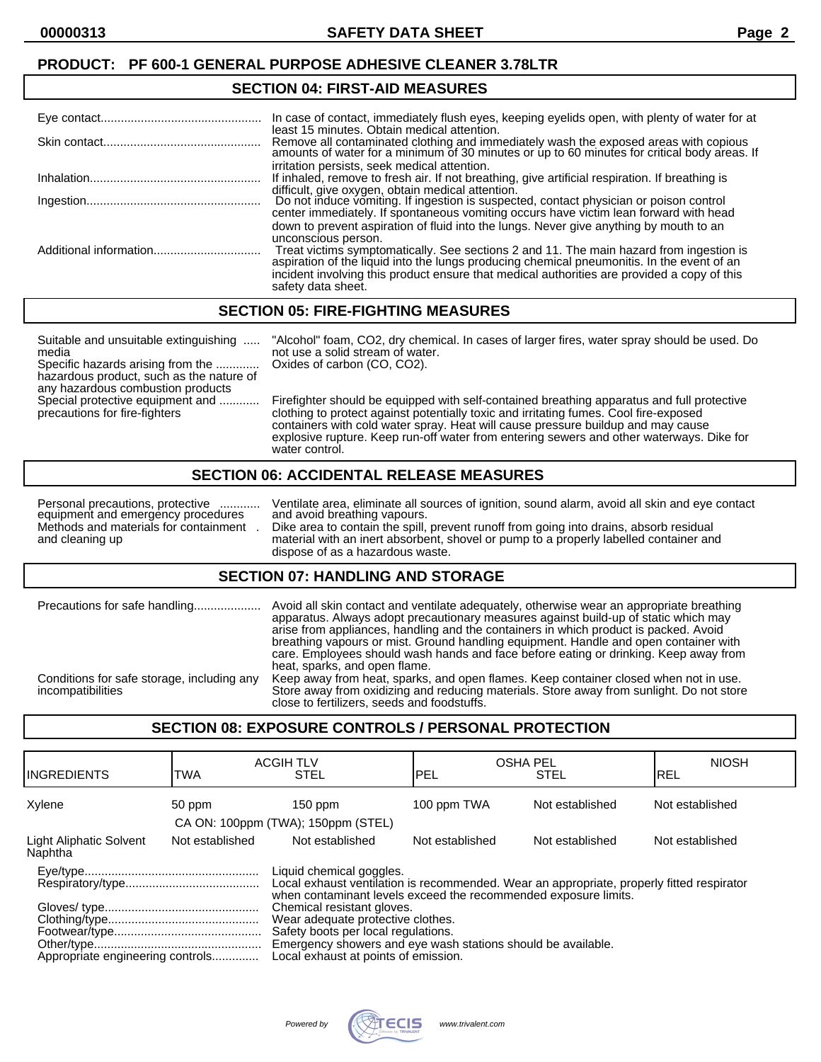**PRODUCT: PF 600-1 GENERAL PURPOSE ADHESIVE CLEANER 3.78LTR**

## SECTION 04: FIRST-AID MEASURES

| | |
|---|---|
| Eye contact | In case of contact, immediately flush eyes, keeping eyelids open, with plenty of water for at least 15 minutes. Obtain medical attention. |
| Skin contact | Remove all contaminated clothing and immediately wash the exposed areas with copious amounts of water for a minimum of 30 minutes or up to 60 minutes for critical body areas. If irritation persists, seek medical attention. |
| Inhalation | If inhaled, remove to fresh air. If not breathing, give artificial respiration. If breathing is difficult, give oxygen, obtain medical attention. |
| Ingestion | Do not induce vomiting. If ingestion is suspected, contact physician or poison control center immediately. If spontaneous vomiting occurs have victim lean forward with head down to prevent aspiration of fluid into the lungs. Never give anything by mouth to an unconscious person. |
| Additional information | Treat victims symptomatically. See sections 2 and 11. The main hazard from ingestion is aspiration of the liquid into the lungs producing chemical pneumonitis. In the event of an incident involving this product ensure that medical authorities are provided a copy of this safety data sheet. |

## SECTION 05: FIRE-FIGHTING MEASURES

| | |
|---|---|
| Suitable and unsuitable extinguishing media | "Alcohol" foam, $CO_2$, dry chemical. In cases of larger fires, water spray should be used. Do not use a solid stream of water. |
| Specific hazards arising from the hazardous product, such as the nature of any hazardous combustion products | Oxides of carbon (CO, $CO_2$). |
| Special protective equipment and precautions for fire-fighters | Firefighter should be equipped with self-contained breathing apparatus and full protective clothing to protect against potentially toxic and irritating fumes. Cool fire-exposed containers with cold water spray. Heat will cause pressure buildup and may cause explosive rupture. Keep run-off water from entering sewers and other waterways. Dike for water control. |

## SECTION 06: ACCIDENTAL RELEASE MEASURES

| | |
|---|---|
| Personal precautions, protective equipment and emergency procedures | Ventilate area, eliminate all sources of ignition, sound alarm, avoid all skin and eye contact and avoid breathing vapours. |
| Methods and materials for containment and cleaning up | Dike area to contain the spill, prevent runoff from going into drains, absorb residual material with an inert absorbent, shovel or pump to a properly labelled container and dispose of as a hazardous waste. |

## SECTION 07: HANDLING AND STORAGE

| | |
|---|---|
| Precautions for safe handling | Avoid all skin contact and ventilate adequately, otherwise wear an appropriate breathing apparatus. Always adopt precautionary measures against build-up of static which may arise from appliances, handling and the containers in which product is packed. Avoid breathing vapours or mist. Ground handling equipment. Handle and open container with care. Employees should wash hands and face before eating or drinking. Keep away from heat, sparks, and open flame. |
| Conditions for safe storage, including any incompatibilities | Keep away from heat, sparks, and open flames. Keep container closed when not in use. Store away from oxidizing and reducing materials. Store away from sunlight. Do not store close to fertilizers, seeds and foodstuffs. |

## SECTION 08: EXPOSURE CONTROLS / PERSONAL PROTECTION

| INGREDIENTS | ACGIH TLV | | OSHA PEL | | NIOSH |
|---|---|---|---|---|---|
| | TWA | STEL | PEL | STEL | REL |
| Xylene | 50 ppm | 150 ppm | 100 ppm TWA | Not established | Not established |
| | CA ON: 100ppm (TWA); 150ppm (STEL) | | | | |
| Light Aliphatic Solvent Naphtha | Not established | Not established | Not established | Not established | Not established |

| | |
|---|---|
| Eye/type | Liquid chemical goggles. |
| Respiratory/type | Local exhaust ventilation is recommended. Wear an appropriate, properly fitted respirator when contaminant levels exceed the recommended exposure limits. |
| Gloves/ type | Chemical resistant gloves. |
| Clothing/type | Wear adequate protective clothes. |
| Footwear/type | Safety boots per local regulations. |
| Other/type | Emergency showers and eye wash stations should be available. |
| Appropriate engineering controls | Local exhaust at points of emission. |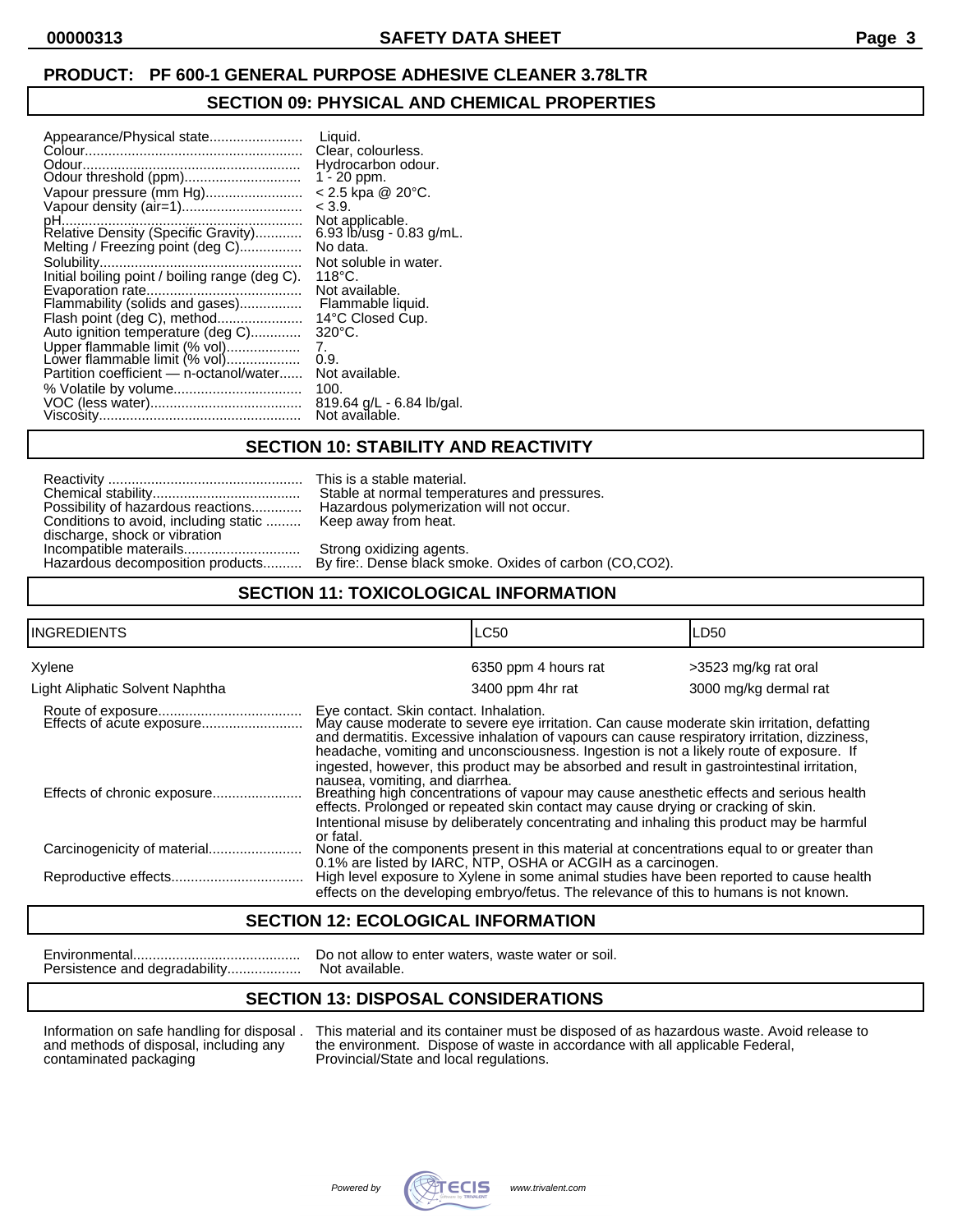## PRODUCT: PF 600-1 GENERAL PURPOSE ADHESIVE CLEANER 3.78LTR

## SECTION 09: PHYSICAL AND CHEMICAL PROPERTIES

| | |
|---|---|
| Appearance/Physical state | Liquid. |
| Colour | Clear, colourless. |
| Odour | Hydrocarbon odour. |
| Odour threshold (ppm) | 1 - 20 ppm. |
| Vapour pressure (mm Hg) | < 2.5 kpa @ 20°C. |
| Vapour density (air=1) | < 3.9. |
| pH | Not applicable. |
| Relative Density (Specific Gravity) | 6.93 lb/usg - 0.83 g/mL. |
| Melting / Freezing point (deg C) | No data. |
| Solubility | Not soluble in water. |
| Initial boiling point / boiling range (deg C). | 118°C. |
| Evaporation rate | Not available. |
| Flammability (solids and gases) | Flammable liquid. |
| Flash point (deg C), method | 14°C Closed Cup. |
| Auto ignition temperature (deg C) | 320°C. |
| Upper flammable limit (% vol) | 7. |
| Lower flammable limit (% vol) | 0.9. |
| Partition coefficient — n-octanol/water | Not available. |
| % Volatile by volume | 100. |
| VOC (less water) | 819.64 g/L - 6.84 lb/gal. |
| Viscosity | Not available. |

## SECTION 10: STABILITY AND REACTIVITY

| | |
|---|---|
| Reactivity | This is a stable material. |
| Chemical stability | Stable at normal temperatures and pressures. |
| Possibility of hazardous reactions | Hazardous polymerization will not occur. |
| Conditions to avoid, including static discharge, shock or vibration | Keep away from heat. |
| Incompatible materials | Strong oxidizing agents. |
| Hazardous decomposition products | By fire:. Dense black smoke. Oxides of carbon (CO,$CO_2$). |

## SECTION 11: TOXICOLOGICAL INFORMATION

| INGREDIENTS | LC50 | LD50 |
|---|---|---|
| Xylene | 6350 ppm 4 hours rat | >3523 mg/kg rat oral |
| Light Aliphatic Solvent Naphtha | 3400 ppm 4hr rat | 3000 mg/kg dermal rat |

| | |
|---|---|
| Route of exposure | Eye contact. Skin contact. Inhalation. |
| Effects of acute exposure | May cause moderate to severe eye irritation. Can cause moderate skin irritation, defatting and dermatitis. Excessive inhalation of vapours can cause respiratory irritation, dizziness, headache, vomiting and unconsciousness. Ingestion is not a likely route of exposure. If ingested, however, this product may be absorbed and result in gastrointestinal irritation, nausea, vomiting, and diarrhea. |
| Effects of chronic exposure | Breathing high concentrations of vapour may cause anesthetic effects and serious health effects. Prolonged or repeated skin contact may cause drying or cracking of skin. Intentional misuse by deliberately concentrating and inhaling this product may be harmful or fatal. |
| Carcinogenicity of material | None of the components present in this material at concentrations equal to or greater than 0.1% are listed by IARC, NTP, OSHA or ACGIH as a carcinogen. |
| Reproductive effects | High level exposure to Xylene in some animal studies have been reported to cause health effects on the developing embryo/fetus. The relevance of this to humans is not known. |

## SECTION 12: ECOLOGICAL INFORMATION

| | |
|---|---|
| Environmental | Do not allow to enter waters, waste water or soil. |
| Persistence and degradability | Not available. |

## SECTION 13: DISPOSAL CONSIDERATIONS

| | |
|---|---|
| Information on safe handling for disposal and methods of disposal, including any contaminated packaging | This material and its container must be disposed of as hazardous waste. Avoid release to the environment. Dispose of waste in accordance with all applicable Federal, Provincial/State and local regulations. |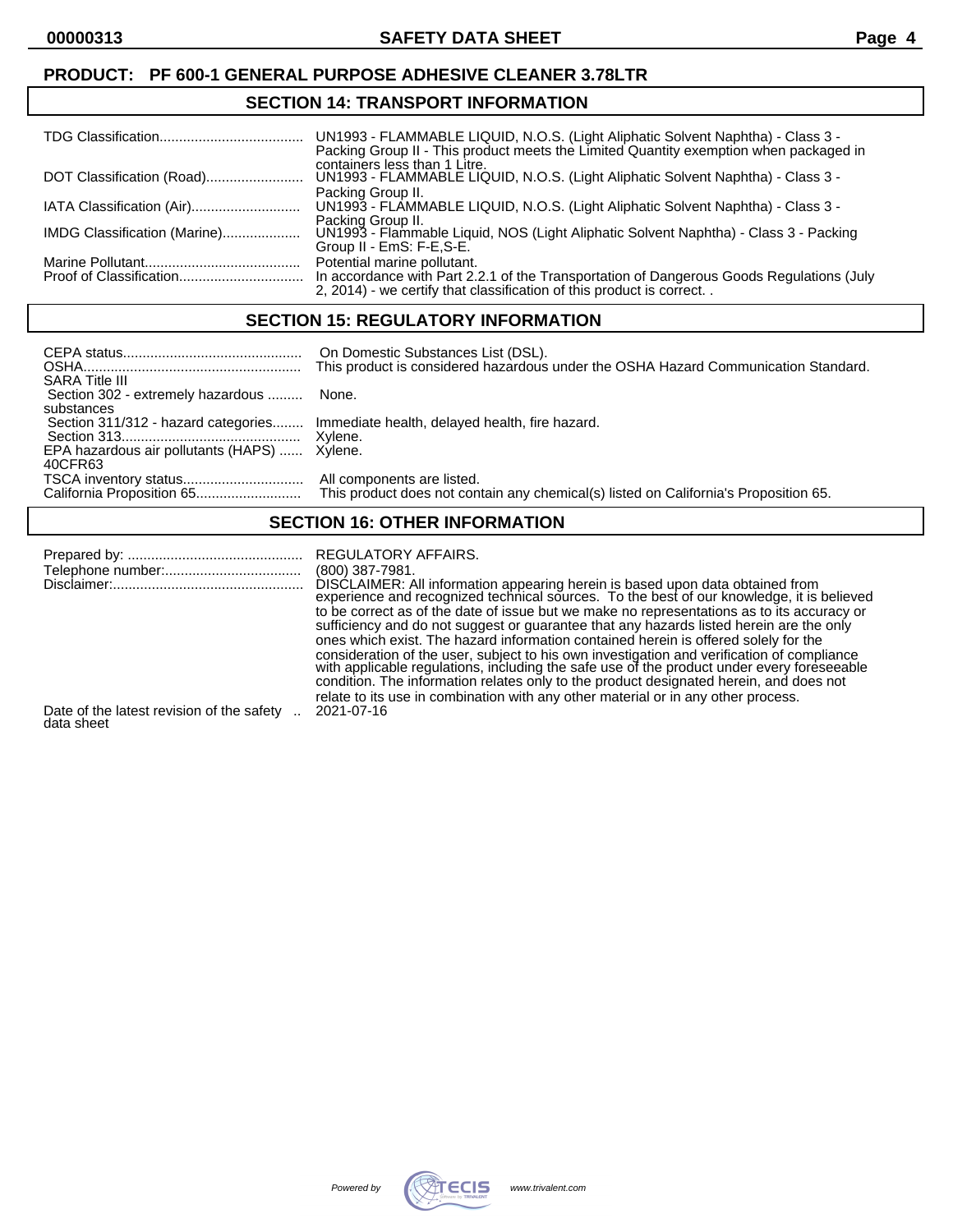**PRODUCT: PF 600-1 GENERAL PURPOSE ADHESIVE CLEANER 3.78LTR**

## SECTION 14: TRANSPORT INFORMATION

| | |
|---|---|
| TDG Classification | UN1993 - FLAMMABLE LIQUID, N.O.S. (Light Aliphatic Solvent Naphtha) - Class 3 - Packing Group II - This product meets the Limited Quantity exemption when packaged in containers less than 1 Litre. |
| DOT Classification (Road) | UN1993 - FLAMMABLE LIQUID, N.O.S. (Light Aliphatic Solvent Naphtha) - Class 3 - Packing Group II. |
| IATA Classification (Air) | UN1993 - FLAMMABLE LIQUID, N.O.S. (Light Aliphatic Solvent Naphtha) - Class 3 - Packing Group II. |
| IMDG Classification (Marine) | UN1993 - Flammable Liquid, NOS (Light Aliphatic Solvent Naphtha) - Class 3 - Packing Group II - EmS: F-E,S-E. |
| Marine Pollutant | Potential marine pollutant. |
| Proof of Classification | In accordance with Part 2.2.1 of the Transportation of Dangerous Goods Regulations (July 2, 2014) - we certify that classification of this product is correct. . |

## SECTION 15: REGULATORY INFORMATION

| | |
|---|---|
| CEPA status | On Domestic Substances List (DSL). |
| OSHA | This product is considered hazardous under the OSHA Hazard Communication Standard. |
| SARA Title III | |
| Section 302 - extremely hazardous substances | None. |
| Section 311/312 - hazard categories | Immediate health, delayed health, fire hazard. |
| Section 313 | Xylene. |
| EPA hazardous air pollutants (HAPS) 40CFR63 | Xylene. |
| TSCA inventory status | All components are listed. |
| California Proposition 65 | This product does not contain any chemical(s) listed on California's Proposition 65. |

## SECTION 16: OTHER INFORMATION

| | |
|---|---|
| Prepared by: | REGULATORY AFFAIRS. |
| Telephone number: | (800) 387-7981. |
| Disclaimer: | DISCLAIMER: All information appearing herein is based upon data obtained from experience and recognized technical sources. To the best of our knowledge, it is believed to be correct as of the date of issue but we make no representations as to its accuracy or sufficiency and do not suggest or guarantee that any hazards listed herein are the only ones which exist. The hazard information contained herein is offered solely for the consideration of the user, subject to his own investigation and verification of compliance with applicable regulations, including the safe use of the product under every foreseeable condition. The information relates only to the product designated herein, and does not relate to its use in combination with any other material or in any other process. |
| Date of the latest revision of the safety data sheet | 2021-07-16 |